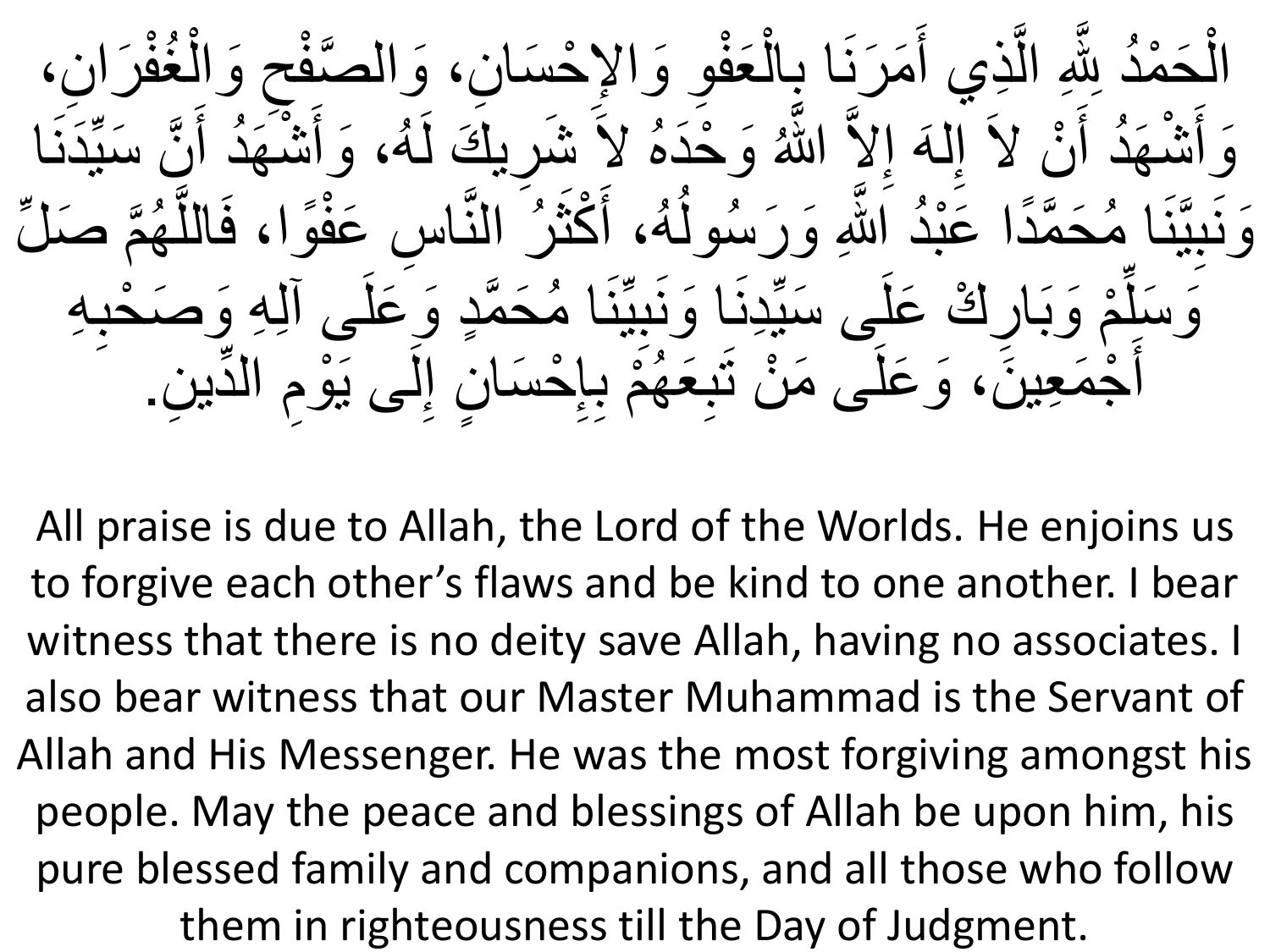الْحَمْدُ لِلَّهِ الَّذِي أَمَرَنَا بِالْعَفْوِ وَالإِحْسَانِ، وَالصَّفْحِ وَالْغُفْرَانِ، وَأَشْهَدُ أَنْ لاَ إِلَهَ إِلاَّ اللَّهُ وَحْدَهُ لاَ شَرِيكَ لَهُ، وَأَشْهَدُ أَنَّ سَيِّدَنَا وَنَبِيَّنَا مُحَمَّدًا عَبْدُ اللَّهِ وَرَسُولُهُ، أَكْثَرُ النَّاسِ عَفْوًا، فَاللَّهُمَّ صَلِّ وَسَلِّمْ وَبَارِكْ عَلَى سَيِّدِنَا وَنَبِيِّنَا مُحَمَّدٍ وَعَلَى آلِهِ وَصَحْبِهِ أَجْمَعِينَ، وَعَلَى مَنْ تَبِعَهُمْ بِإِحْسَانٍ إِلَى يَوْمِ الدِّينِ.

All praise is due to Allah, the Lord of the Worlds. He enjoins us to forgive each other's flaws and be kind to one another. I bear witness that there is no deity save Allah, having no associates. I also bear witness that our Master Muhammad is the Servant of Allah and His Messenger. He was the most forgiving amongst his people. May the peace and blessings of Allah be upon him, his pure blessed family and companions, and all those who follow them in righteousness till the Day of Judgment.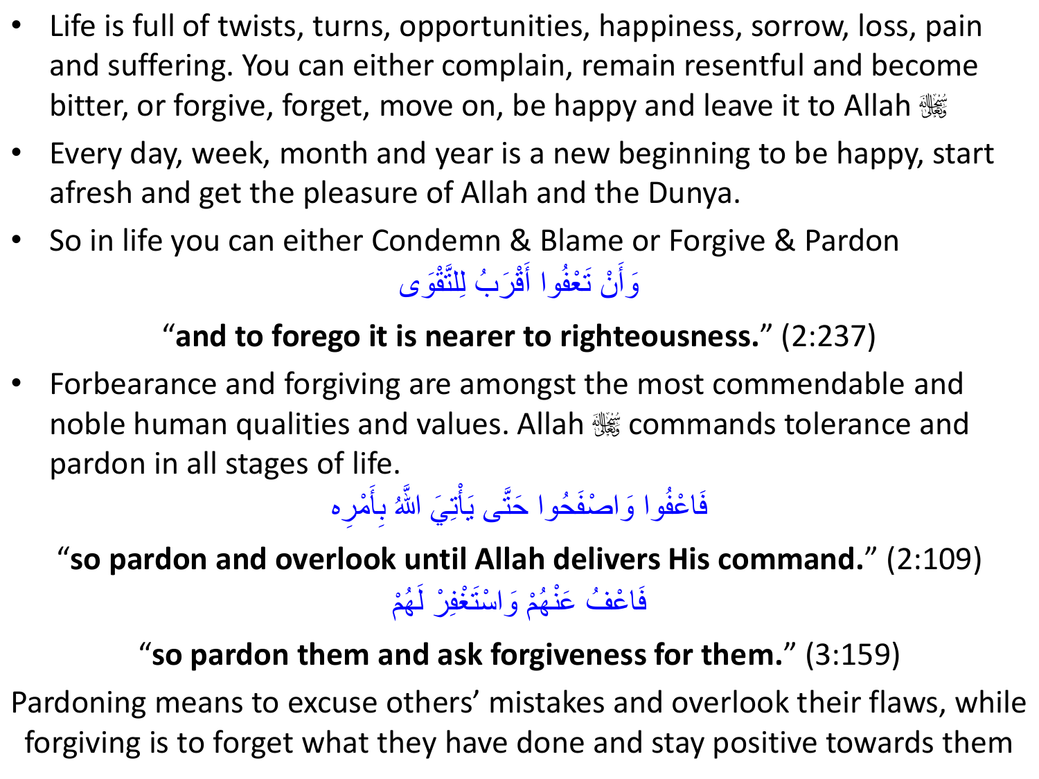- Life is full of twists, turns, opportunities, happiness, sorrow, loss, pain and suffering. You can either complain, remain resentful and become bitter, or forgive, forget, move on, be happy and leave it to Allah ﷻ
- Every day, week, month and year is a new beginning to be happy, start afresh and get the pleasure of Allah and the Dunya.
- So in life you can either Condemn & Blame or Forgive & Pardon

وَأَنْ تَعْفُوا أَقْرَبُ لِلتَّقْوَى

"**and to forego it is nearer to righteousness.**" (2:237)

- Forbearance and forgiving are amongst the most commendable and noble human qualities and values. Allah ﷻ commands tolerance and pardon in all stages of life.

فَاعْفُوا وَاصْفَحُوا حَتَّى يَأْتِيَ اللَّهُ بِأَمْرِه

"**so pardon and overlook until Allah delivers His command.**" (2:109)

فَاعْفُ عَنْهُمْ وَاسْتَغْفِرْ لَهُمْ

"**so pardon them and ask forgiveness for them.**" (3:159)

Pardoning means to excuse others' mistakes and overlook their flaws, while forgiving is to forget what they have done and stay positive towards them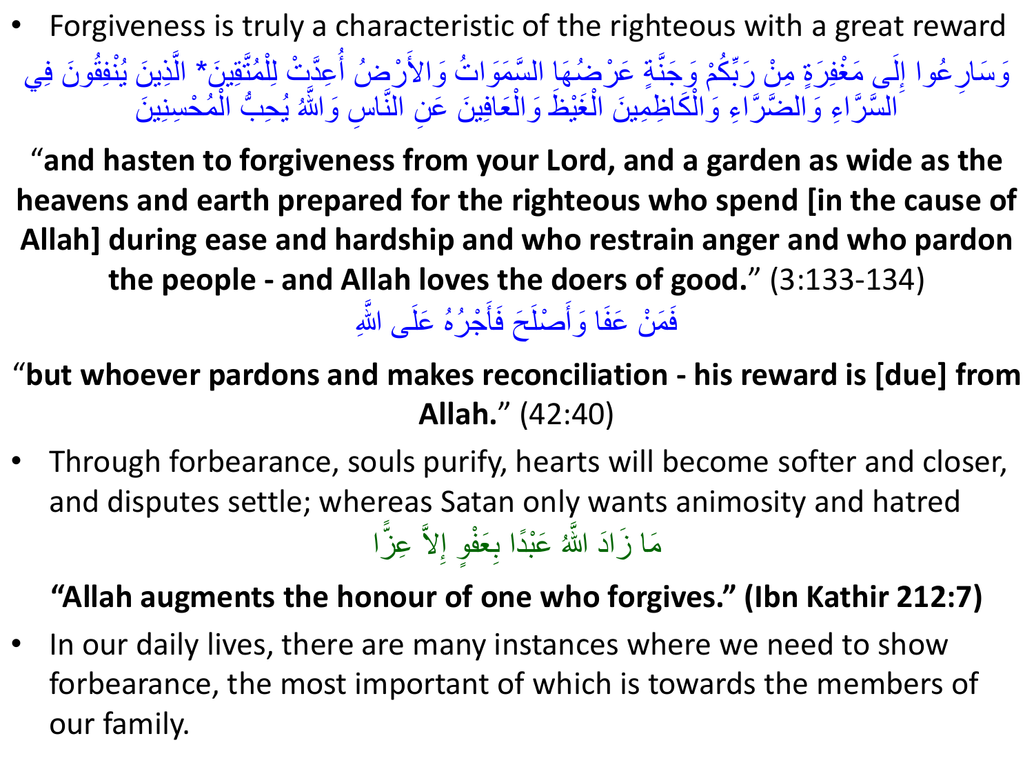- Forgiveness is truly a characteristic of the righteous with a great reward

وَسَارِعُوا إِلَى مَغْفِرَةٍ مِنْ رَبِّكُمْ وَجَنَّةٍ عَرْضُهَا السَّمَوَاتُ وَالأَرْضُ أُعِدَّتْ لِلْمُتَّقِينَ* الَّذِينَ يُنْفِقُونَ فِي السَّرَّاءِ وَالضَّرَّاءِ وَالْكَاظِمِينَ الْغَيْظَ وَالْعَافِينَ عَنِ النَّاسِ وَاللَّهُ يُحِبُّ الْمُحْسِنِينَ

"**and hasten to forgiveness from your Lord, and a garden as wide as the heavens and earth prepared for the righteous who spend [in the cause of Allah] during ease and hardship and who restrain anger and who pardon the people - and Allah loves the doers of good.**" (3:133-134)

فَمَنْ عَفَا وَأَصْلَحَ فَأَجْرُهُ عَلَى اللَّهِ

"**but whoever pardons and makes reconciliation - his reward is [due] from Allah.**" (42:40)

- Through forbearance, souls purify, hearts will become softer and closer, and disputes settle; whereas Satan only wants animosity and hatred

مَا زَادَ اللَّهُ عَبْدًا بِعَفْوٍ إِلاَّ عِزًّا

**"Allah augments the honour of one who forgives." (Ibn Kathir 212:7)**

- In our daily lives, there are many instances where we need to show forbearance, the most important of which is towards the members of our family.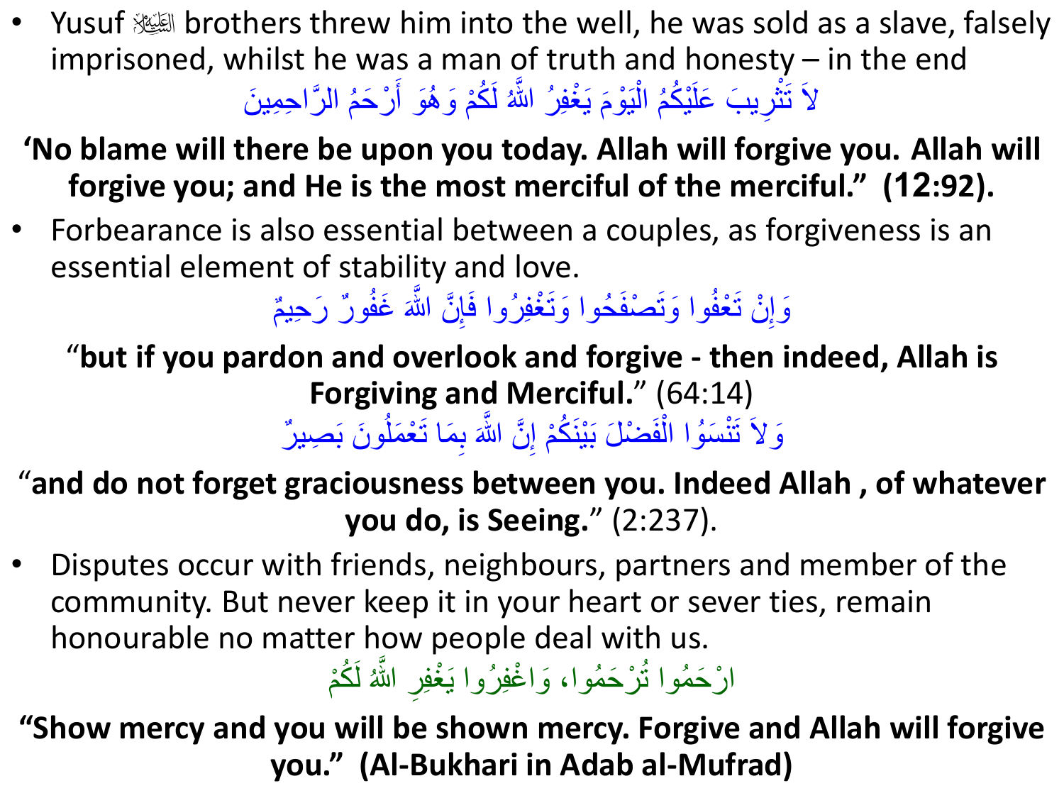- Yusuf ﷺ brothers threw him into the well, he was sold as a slave, falsely imprisoned, whilst he was a man of truth and honesty – in the end

لاَ تَثْرِيبَ عَلَيْكُمُ الْيَوْمَ يَغْفِرُ اللَّهُ لَكُمْ وَهُوَ أَرْحَمُ الرَّاحِمِينَ

**'No blame will there be upon you today. Allah will forgive you. Allah will forgive you; and He is the most merciful of the merciful." (12:92).**

- Forbearance is also essential between a couples, as forgiveness is an essential element of stability and love.

وَإِنْ تَعْفُوا وَتَصْفَحُوا وَتَغْفِرُوا فَإِنَّ اللَّهَ غَفُورٌ رَحِيمٌ

"**but if you pardon and overlook and forgive - then indeed, Allah is Forgiving and Merciful.**" (64:14)

وَلاَ تَنْسَوُا الْفَضْلَ بَيْنَكُمْ إِنَّ اللَّهَ بِمَا تَعْمَلُونَ بَصِيرٌ

"**and do not forget graciousness between you. Indeed Allah , of whatever you do, is Seeing.**" (2:237).

- Disputes occur with friends, neighbours, partners and member of the community. But never keep it in your heart or sever ties, remain honourable no matter how people deal with us.

ارْحَمُوا تُرْحَمُوا، وَاغْفِرُوا يَغْفِرِ اللَّهُ لَكُمْ

**"Show mercy and you will be shown mercy. Forgive and Allah will forgive you." (Al-Bukhari in Adab al-Mufrad)**